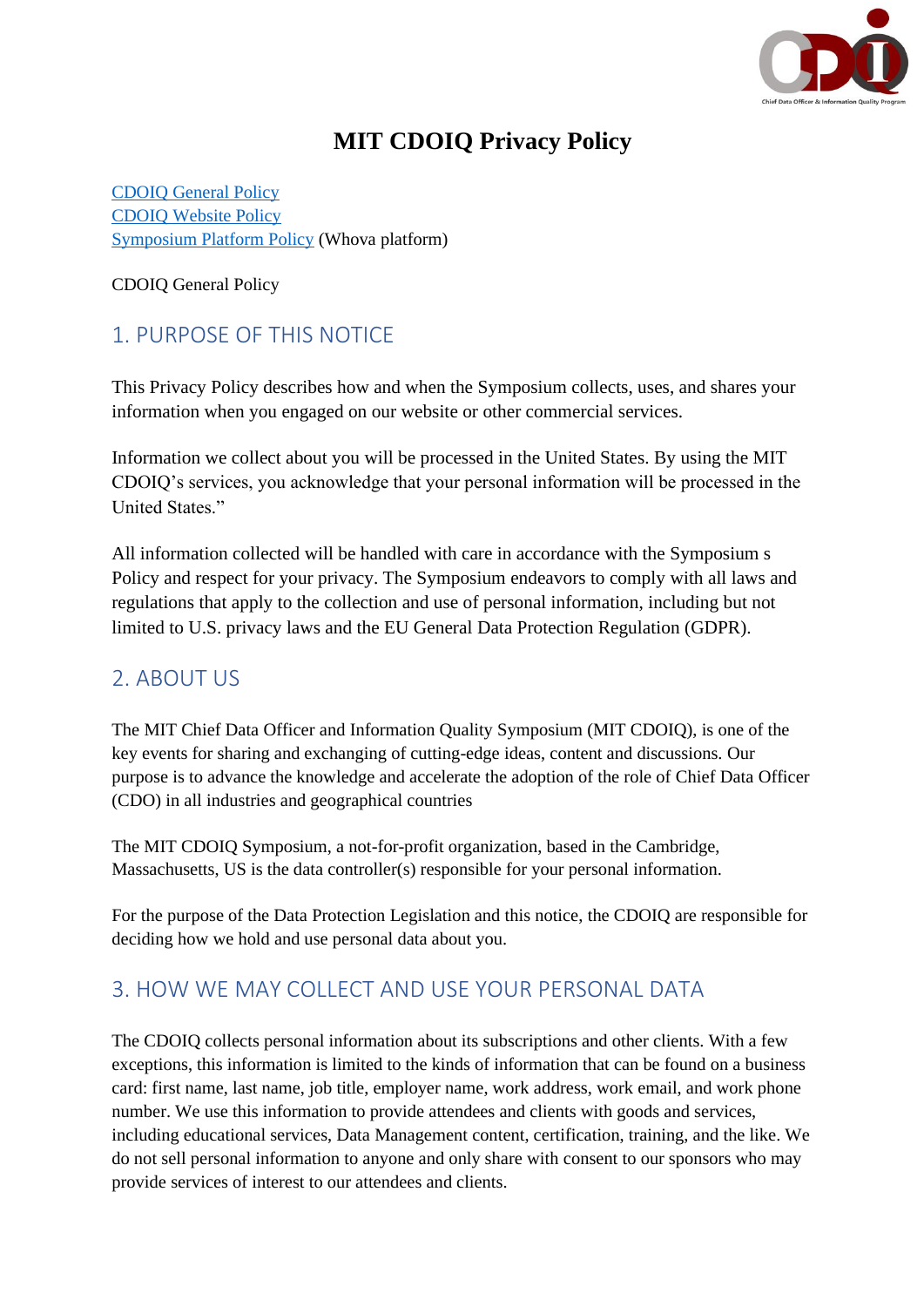# MIT CDOIQ Privacy Policy

[CDOIQ General Policy]
[CDOIQ Website Policy]
[Symposium Platform Policy] (Whova platform)

CDOIQ General Policy

## 1. PURPOSE OF THIS NOTICE

This Privacy Policy describes how and when the Symposium collects, uses, and shares your information when you engaged on our website or other commercial services.

Information we collect about you will be processed in the United States. By using the MIT CDOIQ's services, you acknowledge that your personal information will be processed in the United States."

All information collected will be handled with care in accordance with the Symposium s Policy and respect for your privacy. The Symposium endeavors to comply with all laws and regulations that apply to the collection and use of personal information, including but not limited to U.S. privacy laws and the EU General Data Protection Regulation (GDPR).

## 2. ABOUT US

The MIT Chief Data Officer and Information Quality Symposium (MIT CDOIQ), is one of the key events for sharing and exchanging of cutting-edge ideas, content and discussions. Our purpose is to advance the knowledge and accelerate the adoption of the role of Chief Data Officer (CDO) in all industries and geographical countries

The MIT CDOIQ Symposium, a not-for-profit organization, based in the Cambridge, Massachusetts, US is the data controller(s) responsible for your personal information.

For the purpose of the Data Protection Legislation and this notice, the CDOIQ are responsible for deciding how we hold and use personal data about you.

## 3. HOW WE MAY COLLECT AND USE YOUR PERSONAL DATA

The CDOIQ collects personal information about its subscriptions and other clients. With a few exceptions, this information is limited to the kinds of information that can be found on a business card: first name, last name, job title, employer name, work address, work email, and work phone number. We use this information to provide attendees and clients with goods and services, including educational services, Data Management content, certification, training, and the like. We do not sell personal information to anyone and only share with consent to our sponsors who may provide services of interest to our attendees and clients.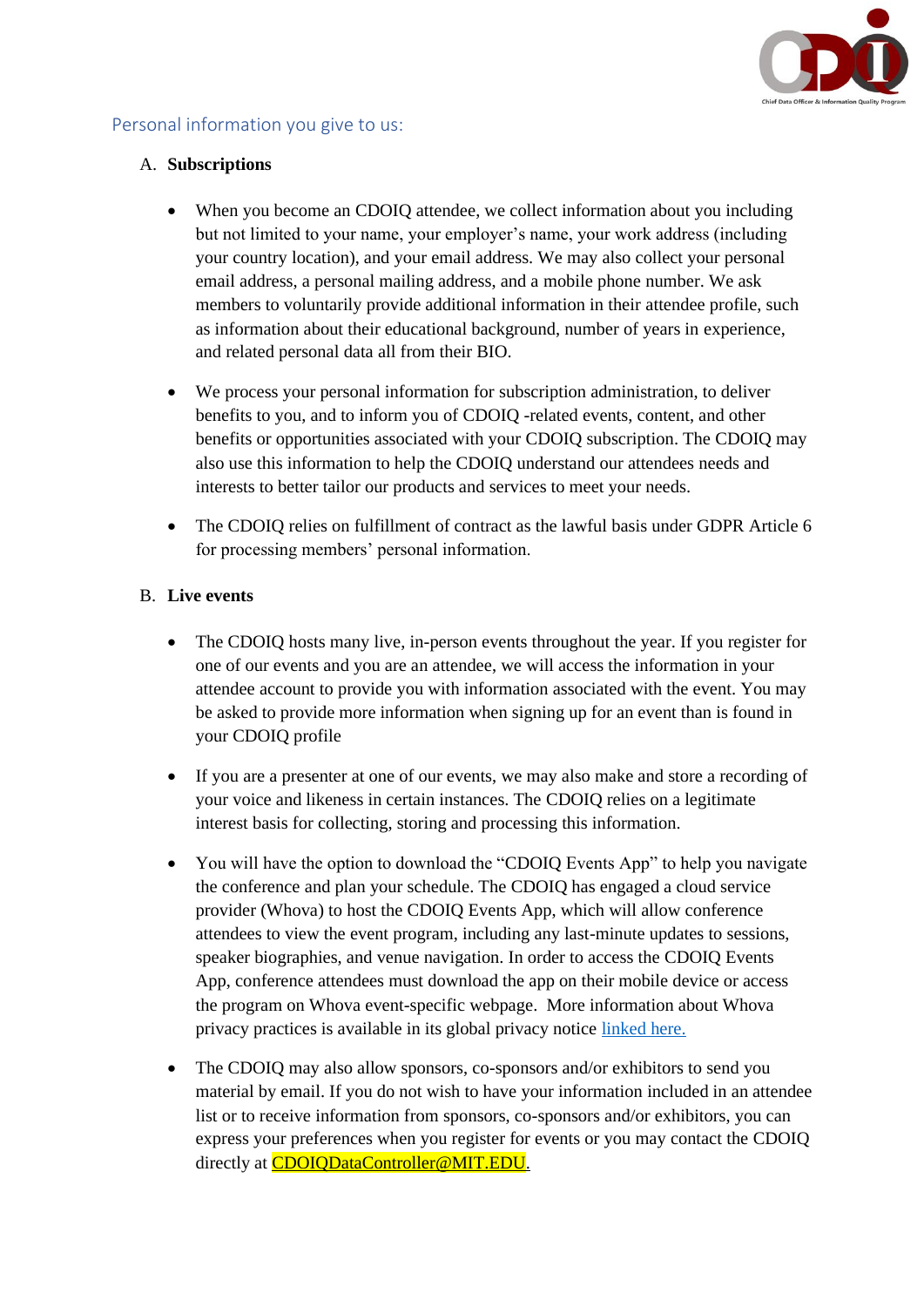## Personal information you give to us:

A. **Subscriptions**

- When you become an CDOIQ attendee, we collect information about you including but not limited to your name, your employer's name, your work address (including your country location), and your email address. We may also collect your personal email address, a personal mailing address, and a mobile phone number. We ask members to voluntarily provide additional information in their attendee profile, such as information about their educational background, number of years in experience, and related personal data all from their BIO.

- We process your personal information for subscription administration, to deliver benefits to you, and to inform you of CDOIQ -related events, content, and other benefits or opportunities associated with your CDOIQ subscription. The CDOIQ may also use this information to help the CDOIQ understand our attendees needs and interests to better tailor our products and services to meet your needs.

- The CDOIQ relies on fulfillment of contract as the lawful basis under GDPR Article 6 for processing members' personal information.

B. **Live events**

- The CDOIQ hosts many live, in-person events throughout the year. If you register for one of our events and you are an attendee, we will access the information in your attendee account to provide you with information associated with the event. You may be asked to provide more information when signing up for an event than is found in your CDOIQ profile

- If you are a presenter at one of our events, we may also make and store a recording of your voice and likeness in certain instances. The CDOIQ relies on a legitimate interest basis for collecting, storing and processing this information.

- You will have the option to download the "CDOIQ Events App" to help you navigate the conference and plan your schedule. The CDOIQ has engaged a cloud service provider (Whova) to host the CDOIQ Events App, which will allow conference attendees to view the event program, including any last-minute updates to sessions, speaker biographies, and venue navigation. In order to access the CDOIQ Events App, conference attendees must download the app on their mobile device or access the program on Whova event-specific webpage. More information about Whova privacy practices is available in its global privacy notice linked here.

- The CDOIQ may also allow sponsors, co-sponsors and/or exhibitors to send you material by email. If you do not wish to have your information included in an attendee list or to receive information from sponsors, co-sponsors and/or exhibitors, you can express your preferences when you register for events or you may contact the CDOIQ directly at CDOIQDataController@MIT.EDU.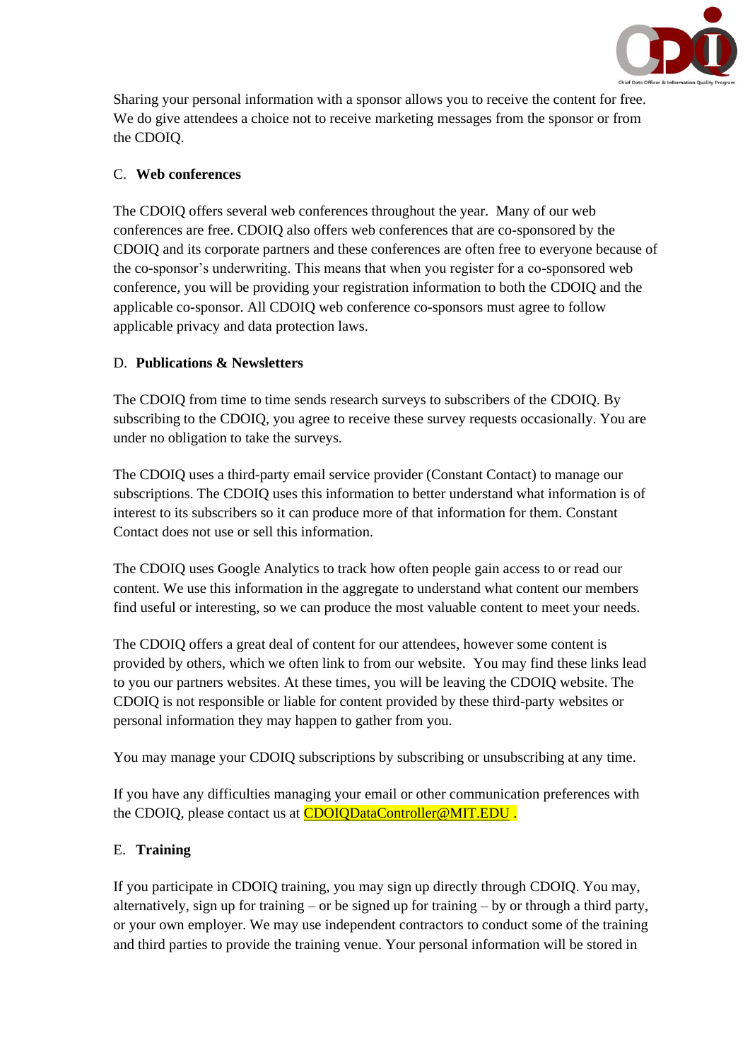Sharing your personal information with a sponsor allows you to receive the content for free. We do give attendees a choice not to receive marketing messages from the sponsor or from the CDOIQ.

C. **Web conferences**

The CDOIQ offers several web conferences throughout the year. Many of our web conferences are free. CDOIQ also offers web conferences that are co-sponsored by the CDOIQ and its corporate partners and these conferences are often free to everyone because of the co-sponsor's underwriting. This means that when you register for a co-sponsored web conference, you will be providing your registration information to both the CDOIQ and the applicable co-sponsor. All CDOIQ web conference co-sponsors must agree to follow applicable privacy and data protection laws.

D. **Publications & Newsletters**

The CDOIQ from time to time sends research surveys to subscribers of the CDOIQ. By subscribing to the CDOIQ, you agree to receive these survey requests occasionally. You are under no obligation to take the surveys.

The CDOIQ uses a third-party email service provider (Constant Contact) to manage our subscriptions. The CDOIQ uses this information to better understand what information is of interest to its subscribers so it can produce more of that information for them. Constant Contact does not use or sell this information.

The CDOIQ uses Google Analytics to track how often people gain access to or read our content. We use this information in the aggregate to understand what content our members find useful or interesting, so we can produce the most valuable content to meet your needs.

The CDOIQ offers a great deal of content for our attendees, however some content is provided by others, which we often link to from our website. You may find these links lead to you our partners websites. At these times, you will be leaving the CDOIQ website. The CDOIQ is not responsible or liable for content provided by these third-party websites or personal information they may happen to gather from you.

You may manage your CDOIQ subscriptions by subscribing or unsubscribing at any time.

If you have any difficulties managing your email or other communication preferences with the CDOIQ, please contact us at CDOIQDataController@MIT.EDU .

E. **Training**

If you participate in CDOIQ training, you may sign up directly through CDOIQ. You may, alternatively, sign up for training – or be signed up for training – by or through a third party, or your own employer. We may use independent contractors to conduct some of the training and third parties to provide the training venue. Your personal information will be stored in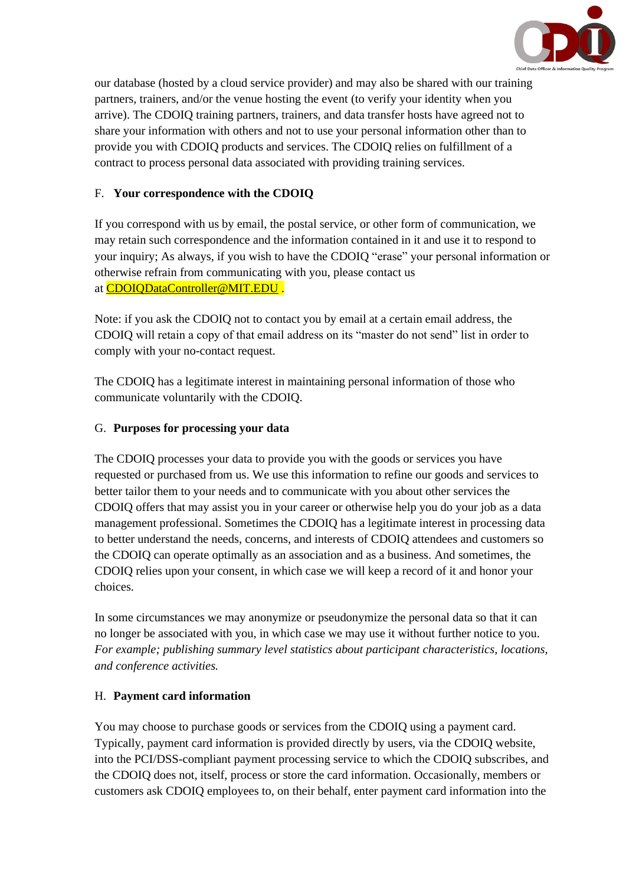our database (hosted by a cloud service provider) and may also be shared with our training partners, trainers, and/or the venue hosting the event (to verify your identity when you arrive). The CDOIQ training partners, trainers, and data transfer hosts have agreed not to share your information with others and not to use your personal information other than to provide you with CDOIQ products and services. The CDOIQ relies on fulfillment of a contract to process personal data associated with providing training services.

### F. **Your correspondence with the CDOIQ**

If you correspond with us by email, the postal service, or other form of communication, we may retain such correspondence and the information contained in it and use it to respond to your inquiry; As always, if you wish to have the CDOIQ "erase" your personal information or otherwise refrain from communicating with you, please contact us at CDOIQDataController@MIT.EDU .

Note: if you ask the CDOIQ not to contact you by email at a certain email address, the CDOIQ will retain a copy of that email address on its "master do not send" list in order to comply with your no-contact request.

The CDOIQ has a legitimate interest in maintaining personal information of those who communicate voluntarily with the CDOIQ.

### G. **Purposes for processing your data**

The CDOIQ processes your data to provide you with the goods or services you have requested or purchased from us. We use this information to refine our goods and services to better tailor them to your needs and to communicate with you about other services the CDOIQ offers that may assist you in your career or otherwise help you do your job as a data management professional. Sometimes the CDOIQ has a legitimate interest in processing data to better understand the needs, concerns, and interests of CDOIQ attendees and customers so the CDOIQ can operate optimally as an association and as a business. And sometimes, the CDOIQ relies upon your consent, in which case we will keep a record of it and honor your choices.

In some circumstances we may anonymize or pseudonymize the personal data so that it can no longer be associated with you, in which case we may use it without further notice to you. *For example; publishing summary level statistics about participant characteristics, locations, and conference activities.*

### H. **Payment card information**

You may choose to purchase goods or services from the CDOIQ using a payment card. Typically, payment card information is provided directly by users, via the CDOIQ website, into the PCI/DSS-compliant payment processing service to which the CDOIQ subscribes, and the CDOIQ does not, itself, process or store the card information. Occasionally, members or customers ask CDOIQ employees to, on their behalf, enter payment card information into the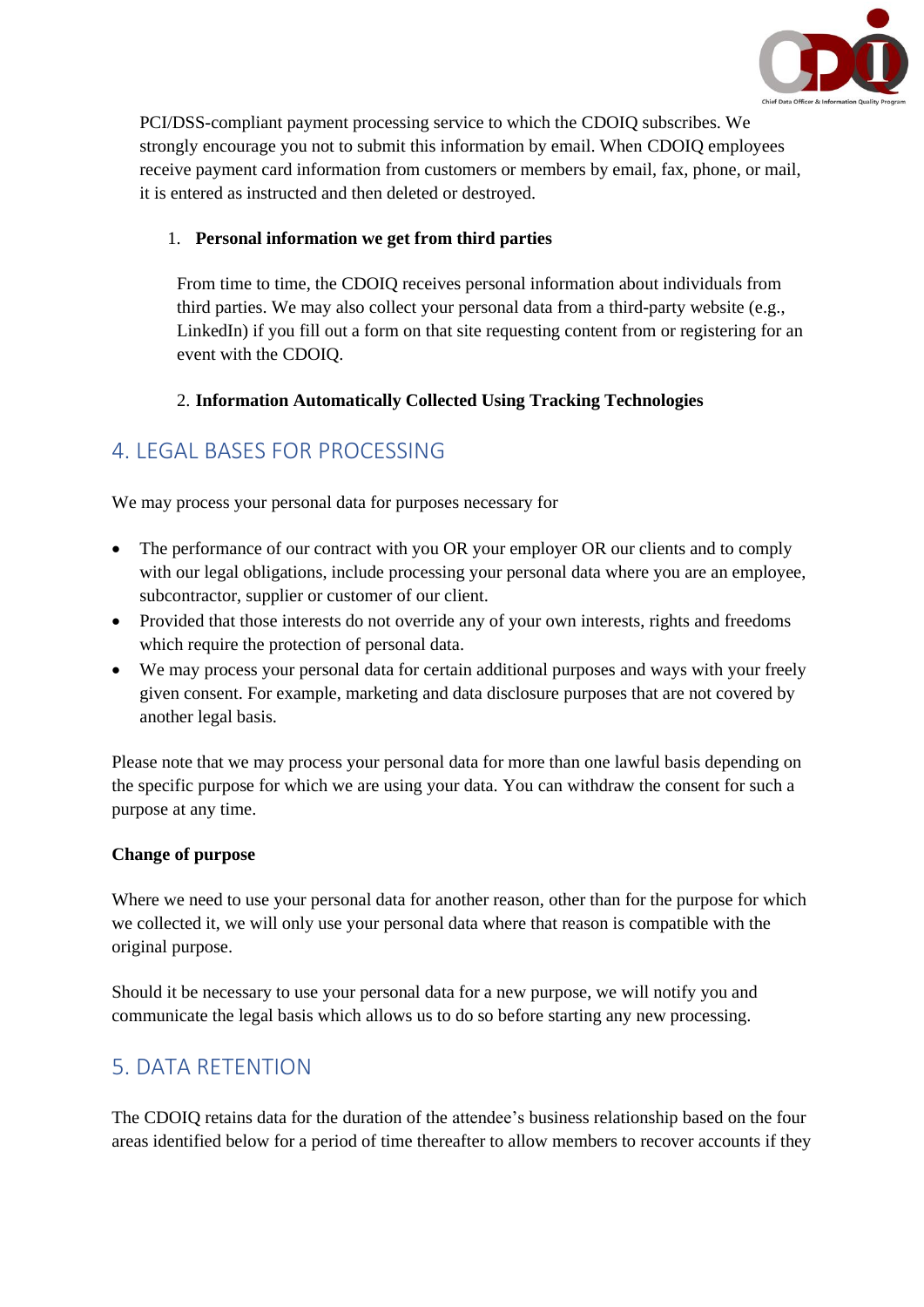PCI/DSS-compliant payment processing service to which the CDOIQ subscribes. We strongly encourage you not to submit this information by email. When CDOIQ employees receive payment card information from customers or members by email, fax, phone, or mail, it is entered as instructed and then deleted or destroyed.

1. **Personal information we get from third parties**

   From time to time, the CDOIQ receives personal information about individuals from third parties. We may also collect your personal data from a third-party website (e.g., LinkedIn) if you fill out a form on that site requesting content from or registering for an event with the CDOIQ.

2. **Information Automatically Collected Using Tracking Technologies**

## 4. LEGAL BASES FOR PROCESSING

We may process your personal data for purposes necessary for

- The performance of our contract with you OR your employer OR our clients and to comply with our legal obligations, include processing your personal data where you are an employee, subcontractor, supplier or customer of our client.
- Provided that those interests do not override any of your own interests, rights and freedoms which require the protection of personal data.
- We may process your personal data for certain additional purposes and ways with your freely given consent. For example, marketing and data disclosure purposes that are not covered by another legal basis.

Please note that we may process your personal data for more than one lawful basis depending on the specific purpose for which we are using your data. You can withdraw the consent for such a purpose at any time.

**Change of purpose**

Where we need to use your personal data for another reason, other than for the purpose for which we collected it, we will only use your personal data where that reason is compatible with the original purpose.

Should it be necessary to use your personal data for a new purpose, we will notify you and communicate the legal basis which allows us to do so before starting any new processing.

## 5. DATA RETENTION

The CDOIQ retains data for the duration of the attendee's business relationship based on the four areas identified below for a period of time thereafter to allow members to recover accounts if they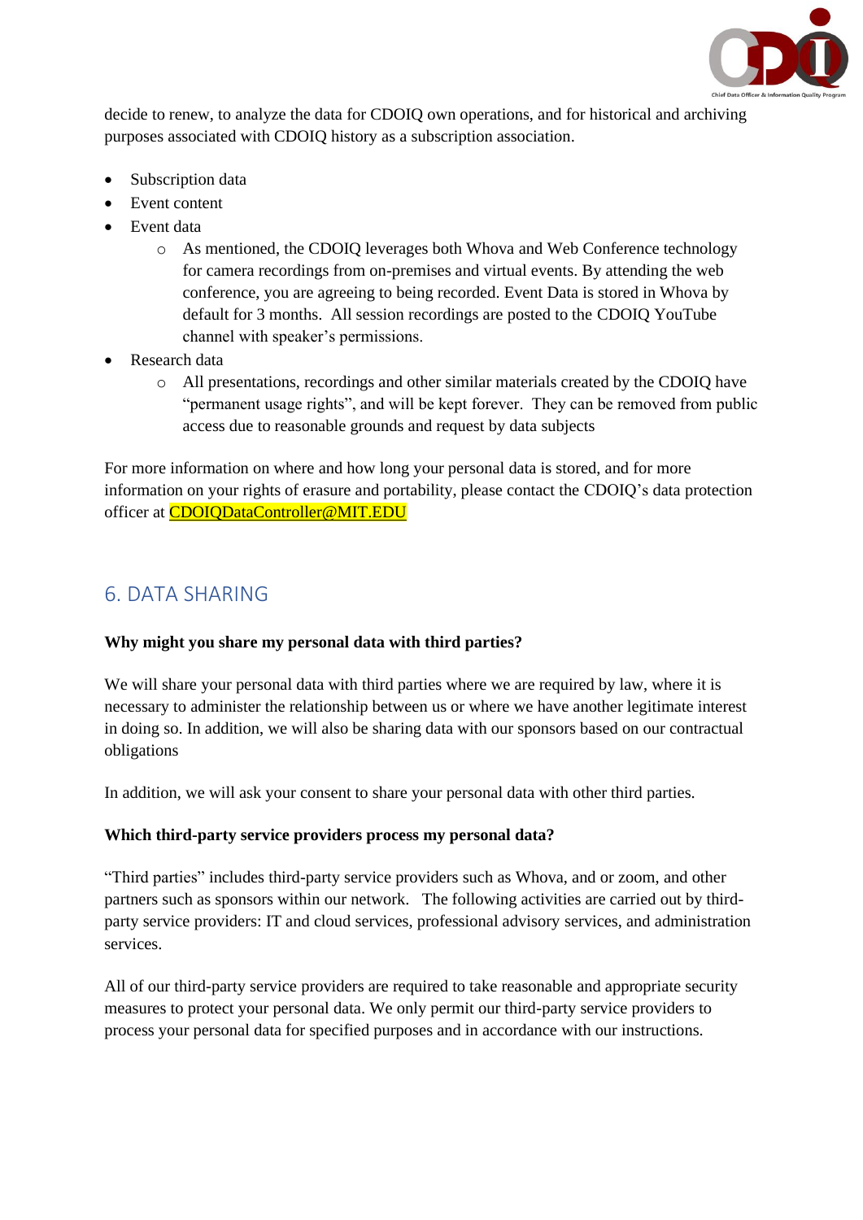decide to renew, to analyze the data for CDOIQ own operations, and for historical and archiving purposes associated with CDOIQ history as a subscription association.

- Subscription data
- Event content
- Event data
  - As mentioned, the CDOIQ leverages both Whova and Web Conference technology for camera recordings from on-premises and virtual events. By attending the web conference, you are agreeing to being recorded. Event Data is stored in Whova by default for 3 months. All session recordings are posted to the CDOIQ YouTube channel with speaker's permissions.
- Research data
  - All presentations, recordings and other similar materials created by the CDOIQ have "permanent usage rights", and will be kept forever. They can be removed from public access due to reasonable grounds and request by data subjects

For more information on where and how long your personal data is stored, and for more information on your rights of erasure and portability, please contact the CDOIQ's data protection officer at CDOIQDataController@MIT.EDU

## 6. DATA SHARING

**Why might you share my personal data with third parties?**

We will share your personal data with third parties where we are required by law, where it is necessary to administer the relationship between us or where we have another legitimate interest in doing so. In addition, we will also be sharing data with our sponsors based on our contractual obligations

In addition, we will ask your consent to share your personal data with other third parties.

**Which third-party service providers process my personal data?**

"Third parties" includes third-party service providers such as Whova, and or zoom, and other partners such as sponsors within our network. The following activities are carried out by third-party service providers: IT and cloud services, professional advisory services, and administration services.

All of our third-party service providers are required to take reasonable and appropriate security measures to protect your personal data. We only permit our third-party service providers to process your personal data for specified purposes and in accordance with our instructions.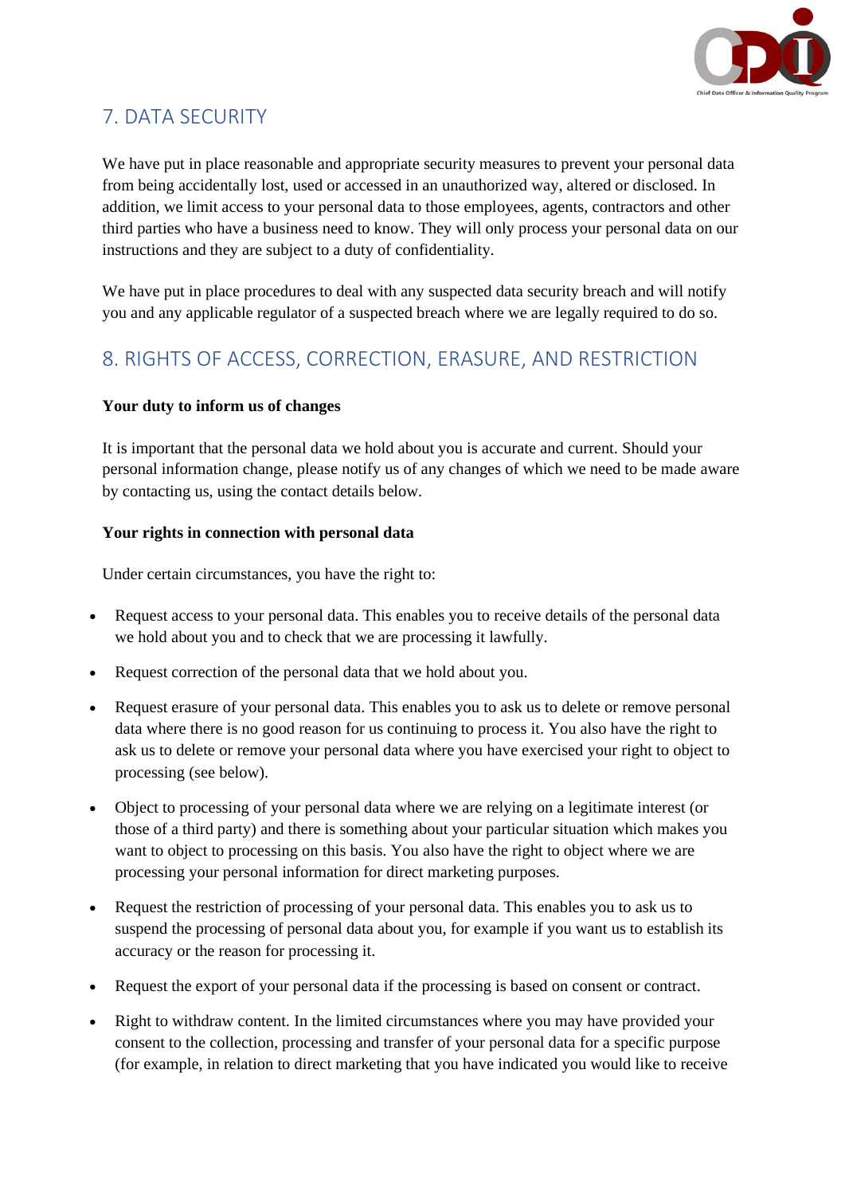## 7. DATA SECURITY

We have put in place reasonable and appropriate security measures to prevent your personal data from being accidentally lost, used or accessed in an unauthorized way, altered or disclosed. In addition, we limit access to your personal data to those employees, agents, contractors and other third parties who have a business need to know. They will only process your personal data on our instructions and they are subject to a duty of confidentiality.

We have put in place procedures to deal with any suspected data security breach and will notify you and any applicable regulator of a suspected breach where we are legally required to do so.

## 8. RIGHTS OF ACCESS, CORRECTION, ERASURE, AND RESTRICTION

**Your duty to inform us of changes**

It is important that the personal data we hold about you is accurate and current. Should your personal information change, please notify us of any changes of which we need to be made aware by contacting us, using the contact details below.

**Your rights in connection with personal data**

Under certain circumstances, you have the right to:

- Request access to your personal data. This enables you to receive details of the personal data we hold about you and to check that we are processing it lawfully.
- Request correction of the personal data that we hold about you.
- Request erasure of your personal data. This enables you to ask us to delete or remove personal data where there is no good reason for us continuing to process it. You also have the right to ask us to delete or remove your personal data where you have exercised your right to object to processing (see below).
- Object to processing of your personal data where we are relying on a legitimate interest (or those of a third party) and there is something about your particular situation which makes you want to object to processing on this basis. You also have the right to object where we are processing your personal information for direct marketing purposes.
- Request the restriction of processing of your personal data. This enables you to ask us to suspend the processing of personal data about you, for example if you want us to establish its accuracy or the reason for processing it.
- Request the export of your personal data if the processing is based on consent or contract.
- Right to withdraw content. In the limited circumstances where you may have provided your consent to the collection, processing and transfer of your personal data for a specific purpose (for example, in relation to direct marketing that you have indicated you would like to receive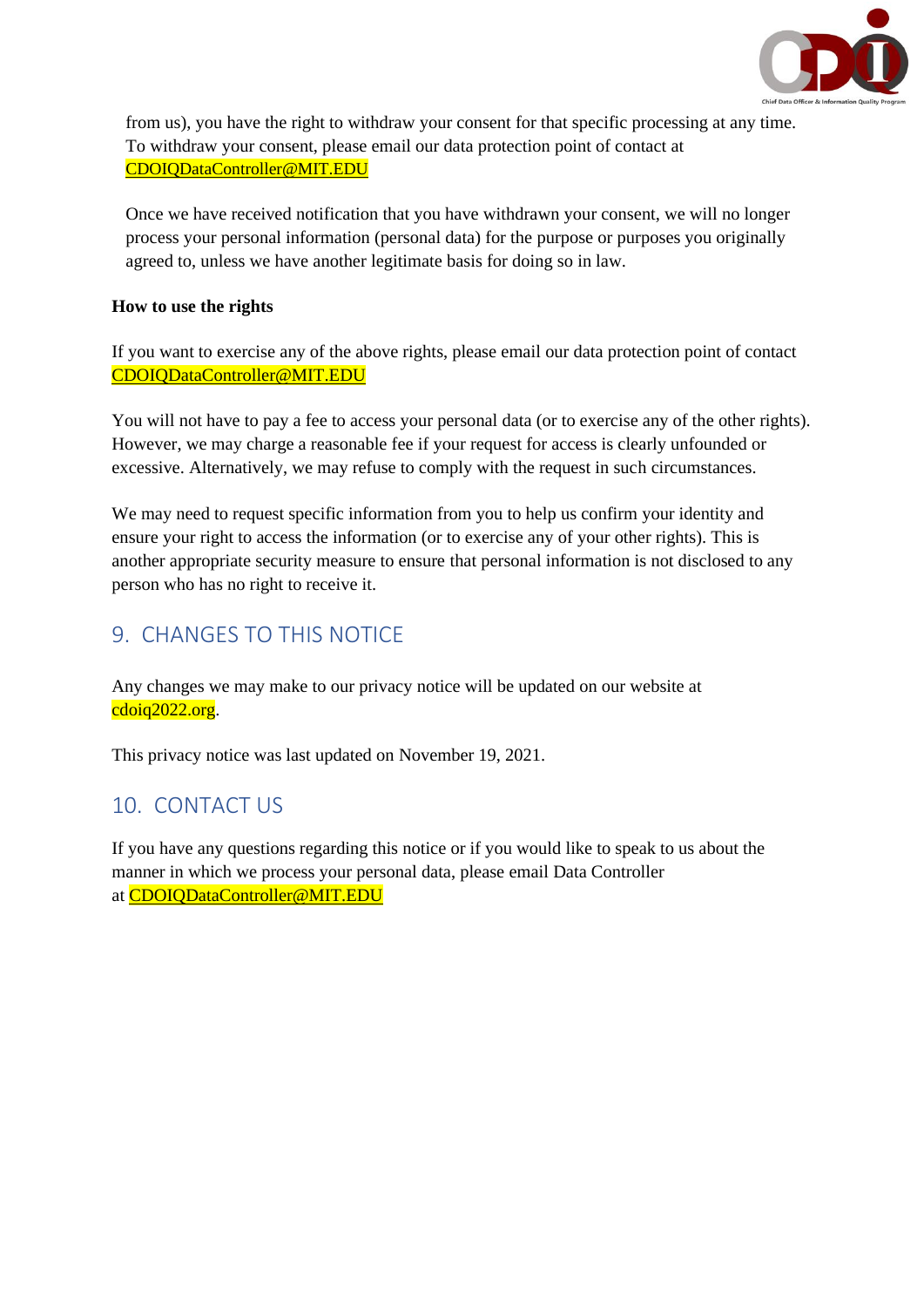from us), you have the right to withdraw your consent for that specific processing at any time. To withdraw your consent, please email our data protection point of contact at CDOIQDataController@MIT.EDU

Once we have received notification that you have withdrawn your consent, we will no longer process your personal information (personal data) for the purpose or purposes you originally agreed to, unless we have another legitimate basis for doing so in law.

**How to use the rights**

If you want to exercise any of the above rights, please email our data protection point of contact CDOIQDataController@MIT.EDU

You will not have to pay a fee to access your personal data (or to exercise any of the other rights). However, we may charge a reasonable fee if your request for access is clearly unfounded or excessive. Alternatively, we may refuse to comply with the request in such circumstances.

We may need to request specific information from you to help us confirm your identity and ensure your right to access the information (or to exercise any of your other rights). This is another appropriate security measure to ensure that personal information is not disclosed to any person who has no right to receive it.

## 9. CHANGES TO THIS NOTICE

Any changes we may make to our privacy notice will be updated on our website at cdoiq2022.org.

This privacy notice was last updated on November 19, 2021.

## 10. CONTACT US

If you have any questions regarding this notice or if you would like to speak to us about the manner in which we process your personal data, please email Data Controller at CDOIQDataController@MIT.EDU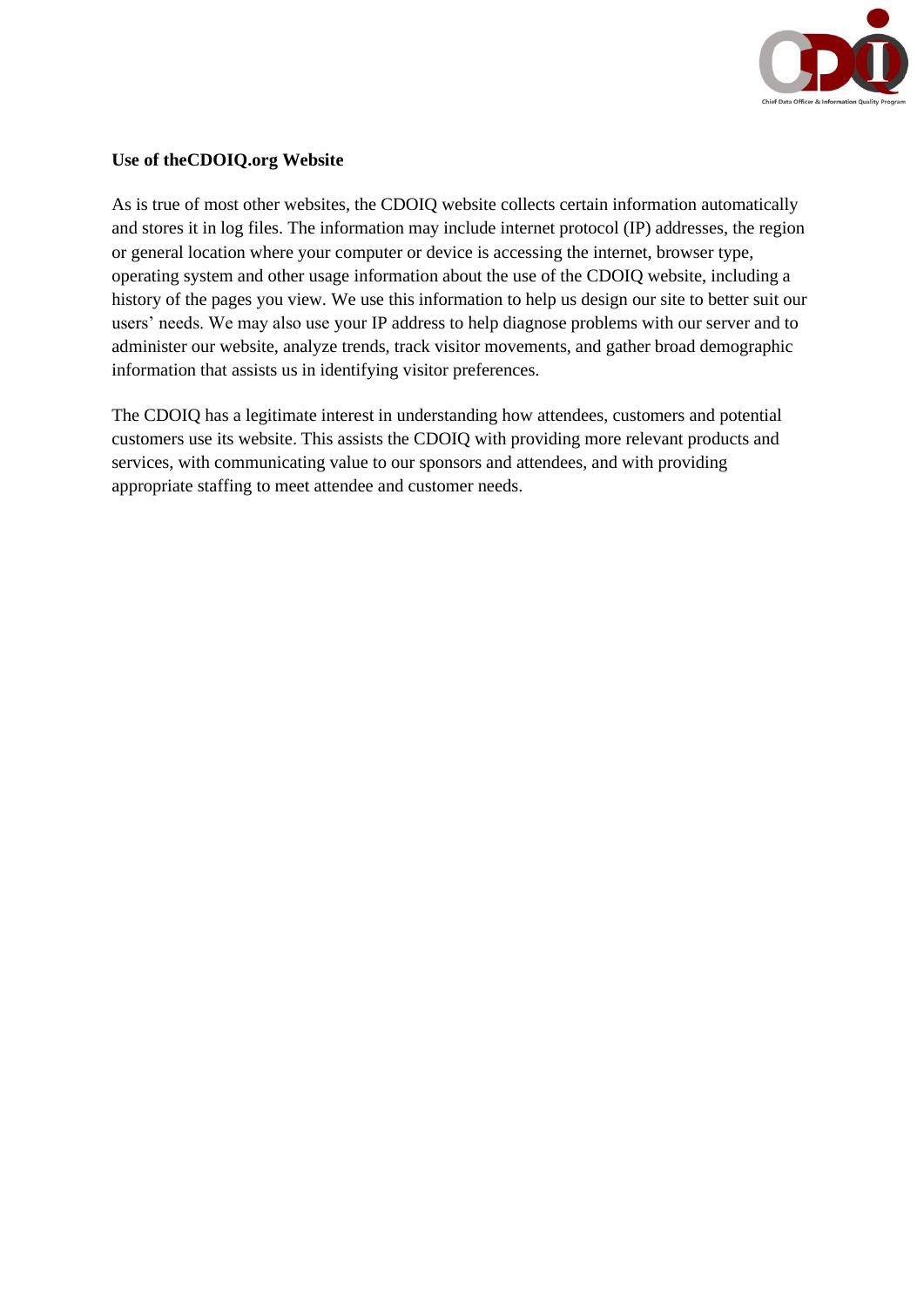**Use of theCDOIQ.org Website**

As is true of most other websites, the CDOIQ website collects certain information automatically and stores it in log files. The information may include internet protocol (IP) addresses, the region or general location where your computer or device is accessing the internet, browser type, operating system and other usage information about the use of the CDOIQ website, including a history of the pages you view. We use this information to help us design our site to better suit our users' needs. We may also use your IP address to help diagnose problems with our server and to administer our website, analyze trends, track visitor movements, and gather broad demographic information that assists us in identifying visitor preferences.

The CDOIQ has a legitimate interest in understanding how attendees, customers and potential customers use its website. This assists the CDOIQ with providing more relevant products and services, with communicating value to our sponsors and attendees, and with providing appropriate staffing to meet attendee and customer needs.